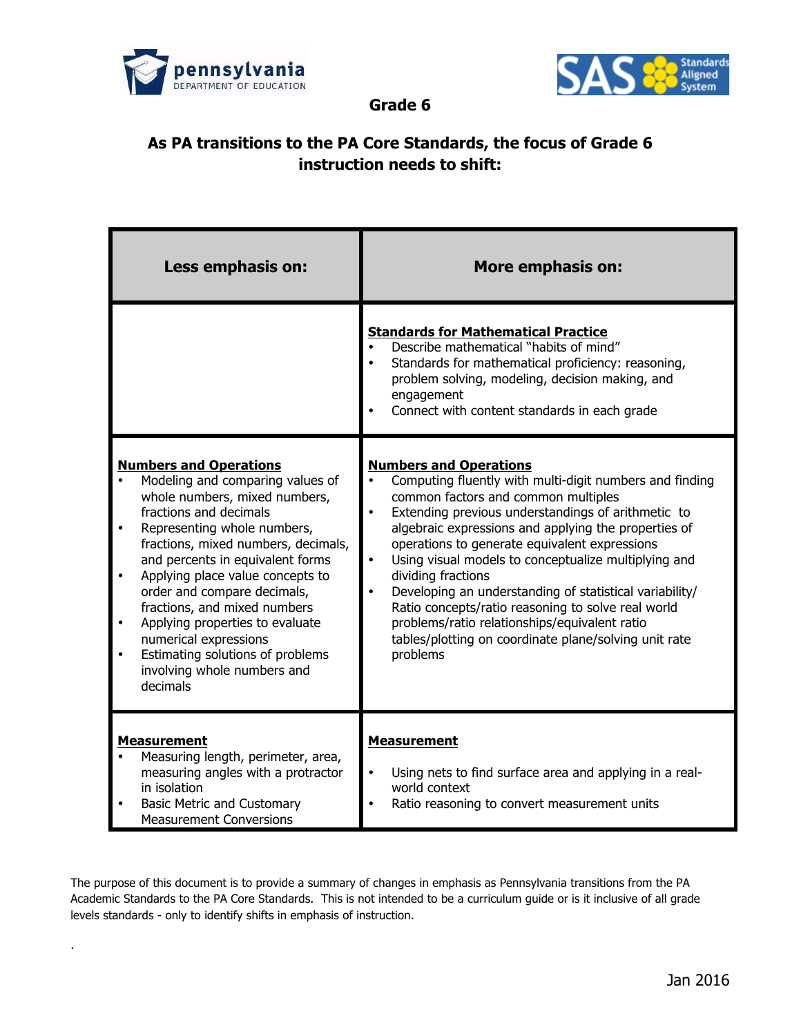# Grade 6

## As PA transitions to the PA Core Standards, the focus of Grade 6 instruction needs to shift:

| Less emphasis on: | More emphasis on: |
|---|---|
| | **Standards for Mathematical Practice**<br>• Describe mathematical "habits of mind"<br>• Standards for mathematical proficiency: reasoning, problem solving, modeling, decision making, and engagement<br>• Connect with content standards in each grade |
| **Numbers and Operations**<br>• Modeling and comparing values of whole numbers, mixed numbers, fractions and decimals<br>• Representing whole numbers, fractions, mixed numbers, decimals, and percents in equivalent forms<br>• Applying place value concepts to order and compare decimals, fractions, and mixed numbers<br>• Applying properties to evaluate numerical expressions<br>• Estimating solutions of problems involving whole numbers and decimals | **Numbers and Operations**<br>• Computing fluently with multi-digit numbers and finding common factors and common multiples<br>• Extending previous understandings of arithmetic to algebraic expressions and applying the properties of operations to generate equivalent expressions<br>• Using visual models to conceptualize multiplying and dividing fractions<br>• Developing an understanding of statistical variability/ Ratio concepts/ratio reasoning to solve real world problems/ratio relationships/equivalent ratio tables/plotting on coordinate plane/solving unit rate problems |
| **Measurement**<br>• Measuring length, perimeter, area, measuring angles with a protractor in isolation<br>• Basic Metric and Customary Measurement Conversions | **Measurement**<br>• Using nets to find surface area and applying in a real-world context<br>• Ratio reasoning to convert measurement units |

The purpose of this document is to provide a summary of changes in emphasis as Pennsylvania transitions from the PA Academic Standards to the PA Core Standards. This is not intended to be a curriculum guide or is it inclusive of all grade levels standards - only to identify shifts in emphasis of instruction.

Jan 2016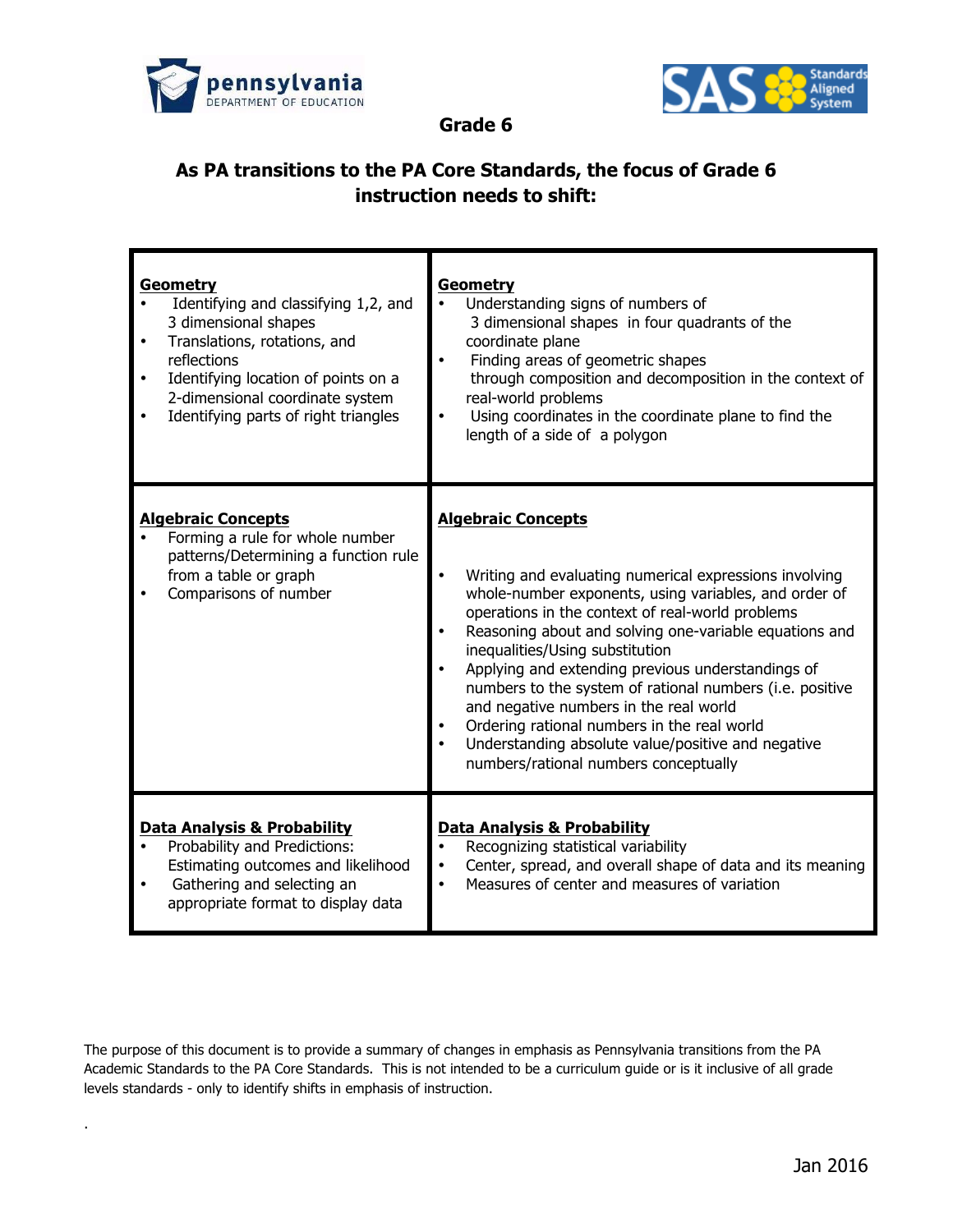# Grade 6

## As PA transitions to the PA Core Standards, the focus of Grade 6 instruction needs to shift:

| | |
|---|---|
| **Geometry**<br>• Identifying and classifying 1,2, and 3 dimensional shapes<br>• Translations, rotations, and reflections<br>• Identifying location of points on a 2-dimensional coordinate system<br>• Identifying parts of right triangles | **Geometry**<br>• Understanding signs of numbers of 3 dimensional shapes in four quadrants of the coordinate plane<br>• Finding areas of geometric shapes through composition and decomposition in the context of real-world problems<br>• Using coordinates in the coordinate plane to find the length of a side of a polygon |
| **Algebraic Concepts**<br>• Forming a rule for whole number patterns/Determining a function rule from a table or graph<br>• Comparisons of number | **Algebraic Concepts**<br>• Writing and evaluating numerical expressions involving whole-number exponents, using variables, and order of operations in the context of real-world problems<br>• Reasoning about and solving one-variable equations and inequalities/Using substitution<br>• Applying and extending previous understandings of numbers to the system of rational numbers (i.e. positive and negative numbers in the real world<br>• Ordering rational numbers in the real world<br>• Understanding absolute value/positive and negative numbers/rational numbers conceptually |
| **Data Analysis & Probability**<br>• Probability and Predictions: Estimating outcomes and likelihood<br>• Gathering and selecting an appropriate format to display data | **Data Analysis & Probability**<br>• Recognizing statistical variability<br>• Center, spread, and overall shape of data and its meaning<br>• Measures of center and measures of variation |

The purpose of this document is to provide a summary of changes in emphasis as Pennsylvania transitions from the PA Academic Standards to the PA Core Standards. This is not intended to be a curriculum guide or is it inclusive of all grade levels standards - only to identify shifts in emphasis of instruction.

Jan 2016